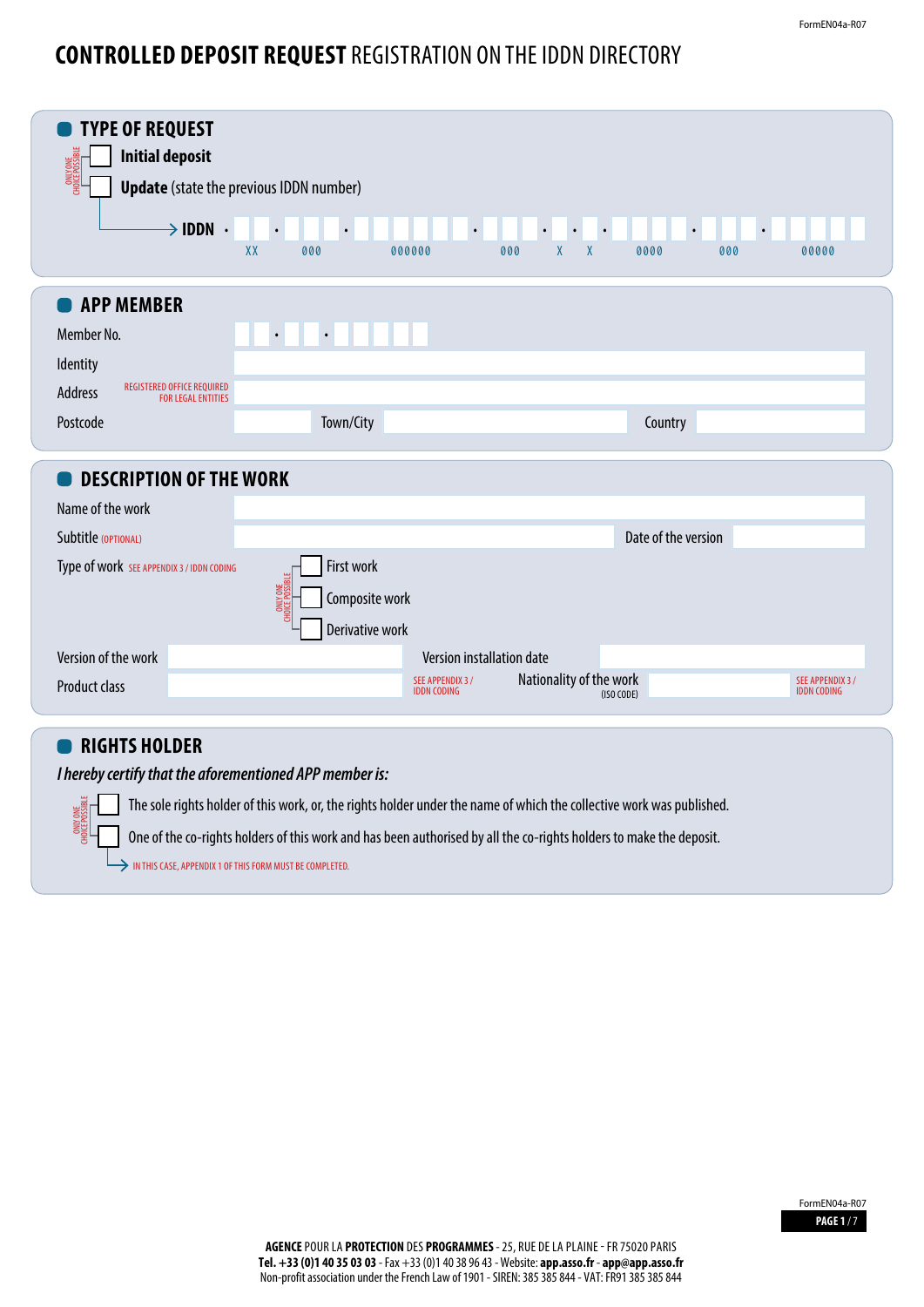# CONTROLLED DEPOSIT REQUEST REGISTRATION ON THE IDDN DIRECTORY

## TYPE OF REQUEST

ONLY ONE CHOICE POSSIBLE

- ☐ **Initial deposit**
- ☐ **Update** (state the previous IDDN number)

→ **IDDN** . XX . 000 . 000000 . 000 . X . X . 0000 . 000 . 00000

## APP MEMBER

Member No. . .

Identity

Address REGISTERED OFFICE REQUIRED FOR LEGAL ENTITIES

Postcode Town/City Country

## DESCRIPTION OF THE WORK

Name of the work

Subtitle (OPTIONAL) Date of the version

Type of work SEE APPENDIX 3 / IDDN CODING

ONLY ONE CHOICE POSSIBLE

- ☐ First work
- ☐ Composite work
- ☐ Derivative work

Version of the work Version installation date

Product class SEE APPENDIX 3 / IDDN CODING Nationality of the work (ISO CODE) SEE APPENDIX 3 / IDDN CODING

## RIGHTS HOLDER

*I hereby certify that the aforementioned APP member is:*

ONLY ONE CHOICE POSSIBLE

- ☐ The sole rights holder of this work, or, the rights holder under the name of which the collective work was published.
- ☐ One of the co-rights holders of this work and has been authorised by all the co-rights holders to make the deposit.

→ IN THIS CASE, APPENDIX 1 OF THIS FORM MUST BE COMPLETED.

**AGENCE** POUR LA **PROTECTION** DES **PROGRAMMES** - 25, RUE DE LA PLAINE - FR 75020 PARIS
**Tel. +33 (0)1 40 35 03 03** - Fax +33 (0)1 40 38 96 43 - Website: **app.asso.fr** - **app@app.asso.fr**
Non-profit association under the French Law of 1901 - SIREN: 385 385 844 - VAT: FR91 385 385 844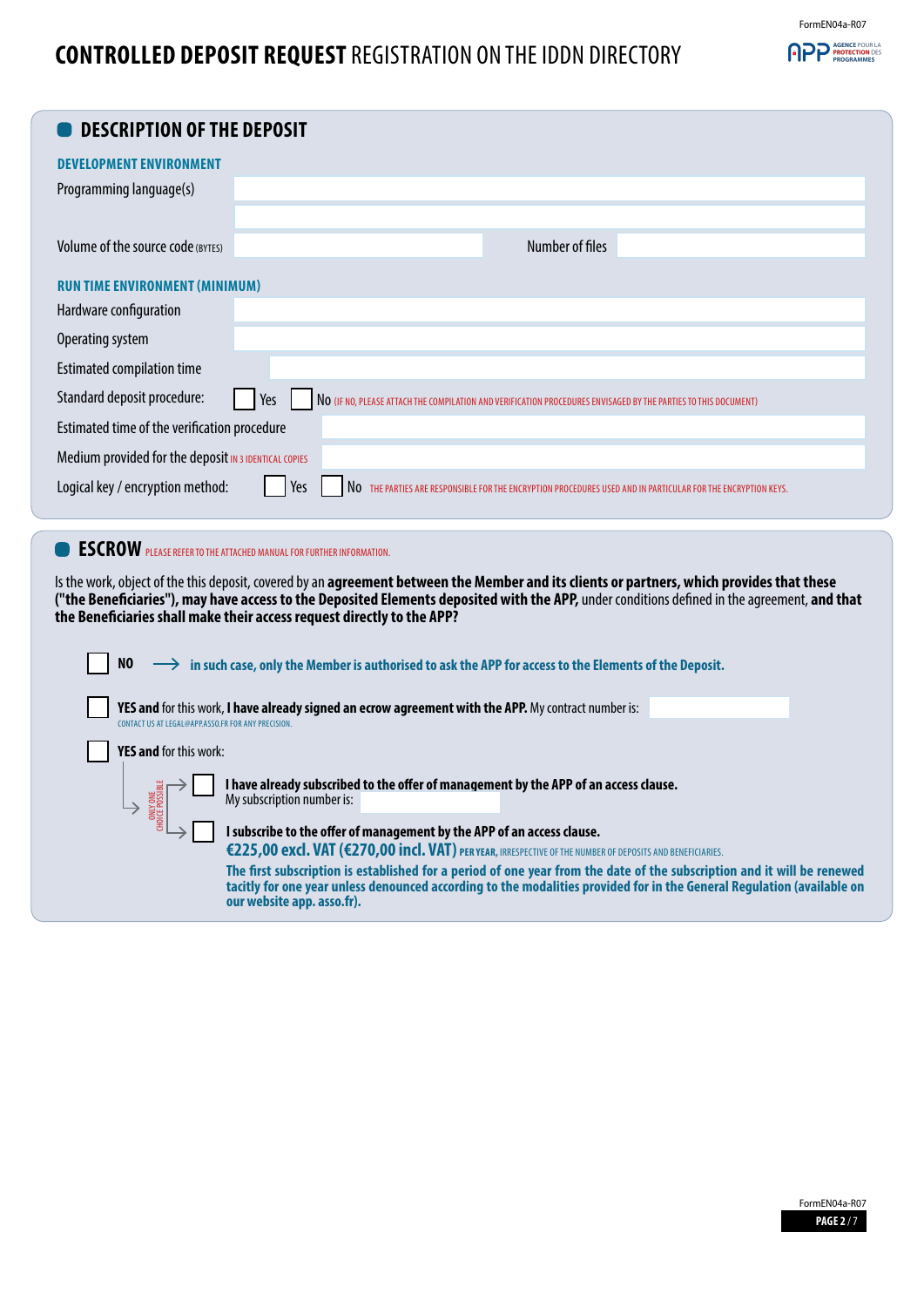# CONTROLLED DEPOSIT REQUEST REGISTRATION ON THE IDDN DIRECTORY

## DESCRIPTION OF THE DEPOSIT

### DEVELOPMENT ENVIRONMENT

Programming language(s)

Volume of the source code (BYTES) | Number of files

### RUN TIME ENVIRONMENT (MINIMUM)

Hardware configuration

Operating system

Estimated compilation time

Standard deposit procedure: ☐ Yes ☐ No (IF NO, PLEASE ATTACH THE COMPILATION AND VERIFICATION PROCEDURES ENVISAGED BY THE PARTIES TO THIS DOCUMENT)

Estimated time of the verification procedure

Medium provided for the deposit IN 3 IDENTICAL COPIES

Logical key / encryption method: ☐ Yes ☐ No THE PARTIES ARE RESPONSIBLE FOR THE ENCRYPTION PROCEDURES USED AND IN PARTICULAR FOR THE ENCRYPTION KEYS.

## ESCROW PLEASE REFER TO THE ATTACHED MANUAL FOR FURTHER INFORMATION.

Is the work, object of the this deposit, covered by an **agreement between the Member and its clients or partners, which provides that these ("the Beneficiaries"), may have access to the Deposited Elements deposited with the APP,** under conditions defined in the agreement, **and that the Beneficiaries shall make their access request directly to the APP?**

☐ **NO** → **in such case, only the Member is authorised to ask the APP for access to the Elements of the Deposit.**

☐ **YES and** for this work, **I have already signed an ecrow agreement with the APP.** My contract number is:
CONTACT US AT LEGAL@APP.ASSO.FR FOR ANY PRECISION.

☐ **YES and** for this work:

ONLY ONE CHOICE POSSIBLE

- ☐ **I have already subscribed to the offer of management by the APP of an access clause.**
  My subscription number is:
- ☐ **I subscribe to the offer of management by the APP of an access clause.**
  **€225,00 excl. VAT (€270,00 incl. VAT)** PER YEAR, IRRESPECTIVE OF THE NUMBER OF DEPOSITS AND BENEFICIARIES.
  **The first subscription is established for a period of one year from the date of the subscription and it will be renewed tacitly for one year unless denounced according to the modalities provided for in the General Regulation (available on our website app. asso.fr).**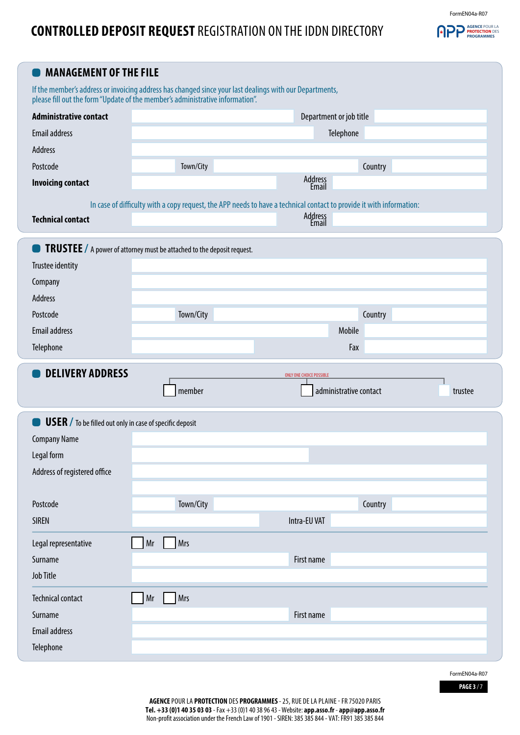# **CONTROLLED DEPOSIT REQUEST** REGISTRATION ON THE IDDN DIRECTORY

## MANAGEMENT OF THE FILE

If the member's address or invoicing address has changed since your last dealings with our Departments, please fill out the form "Update of the member's administrative information".

| | | | |
|---|---|---|---|
| **Administrative contact** | | Department or job title | |
| Email address | | Telephone | |
| Address | | | |
| Postcode | Town/City | Country | |
| **Invoicing contact** | | Address Email | |

In case of difficulty with a copy request, the APP needs to have a technical contact to provide it with information:

| | | | |
|---|---|---|---|
| **Technical contact** | | Address Email | |

## TRUSTEE / A power of attorney must be attached to the deposit request.

| | | | |
|---|---|---|---|
| Trustee identity | | | |
| Company | | | |
| Address | | | |
| Postcode | Town/City | Country | |
| Email address | | Mobile | |
| Telephone | | Fax | |

## DELIVERY ADDRESS

ONLY ONE CHOICE POSSIBLE

☐ member ☐ administrative contact ☐ trustee

## USER / To be filled out only in case of specific deposit

| | | | |
|---|---|---|---|
| Company Name | | | |
| Legal form | | | |
| Address of registered office | | | |
| | | | |
| Postcode | Town/City | Country | |
| SIREN | | Intra-EU VAT | |

| | | | |
|---|---|---|---|
| Legal representative | ☐ Mr ☐ Mrs | | |
| Surname | | First name | |
| Job Title | | | |

| | | | |
|---|---|---|---|
| Technical contact | ☐ Mr ☐ Mrs | | |
| Surname | | First name | |
| Email address | | | |
| Telephone | | | |

**AGENCE** POUR LA **PROTECTION** DES **PROGRAMMES** - 25, RUE DE LA PLAINE - FR 75020 PARIS
**Tel. +33 (0)1 40 35 03 03** - Fax +33 (0)1 40 38 96 43 - Website: **app.asso.fr** - **app@app.asso.fr**
Non-profit association under the French Law of 1901 - SIREN: 385 385 844 - VAT: FR91 385 385 844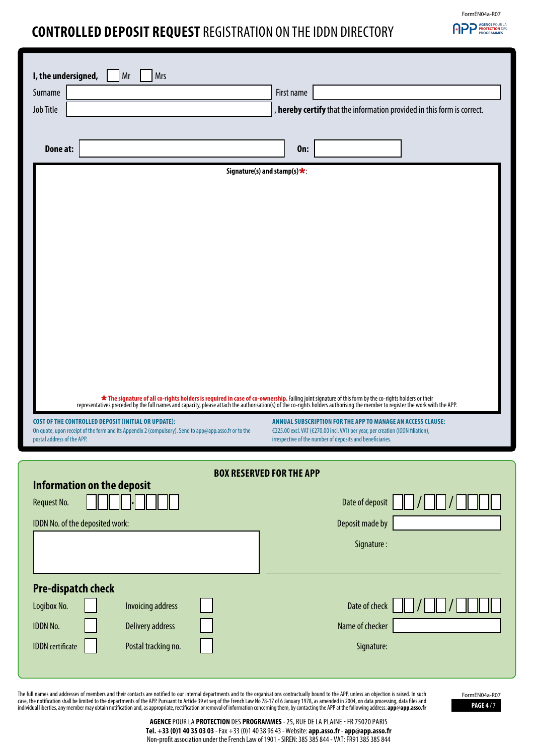# CONTROLLED DEPOSIT REQUEST REGISTRATION ON THE IDDN DIRECTORY

**I, the undersigned,** ☐ Mr ☐ Mrs

Surname ____________________ First name ____________________

Job Title ____________________ , **hereby certify** that the information provided in this form is correct.

**Done at:** ____________________ **On:** ____________

**Signature(s) and stamp(s)** *:

* **The signature of all co-rights holders is required in case of co-ownership.** Failing joint signature of this form by the co-rights holders or their representatives preceded by the full names and capacity, please attach the authorisation(s) of the co-rights holders authorising the member to register the work with the APP.

**COST OF THE CONTROLLED DEPOSIT (INITIAL OR UPDATE):**
On quote, upon receipt of the form and its Appendix 2 (compulsory). Send to app@app.asso.fr or to the postal address of the APP.

**ANNUAL SUBSCRIPTION FOR THE APP TO MANAGE AN ACCESS CLAUSE:**
€225.00 excl. VAT (€270.00 incl. VAT) per year, per creation (IDDN filiation), irrespective of the number of deposits and beneficiaries.

## BOX RESERVED FOR THE APP

### Information on the deposit

Request No. ☐☐☐☐.☐☐☐☐

Date of deposit ☐☐ / ☐☐ / ☐☐☐☐

IDDN No. of the deposited work:

Deposit made by ____________________

Signature :

### Pre-dispatch check

| | | | |
|---|---|---|---|
| Logibox No. | ☐ | Invoicing address | ☐ |
| IDDN No. | ☐ | Delivery address | ☐ |
| IDDN certificate | ☐ | Postal tracking no. | ☐ |

Date of check ☐☐ / ☐☐ / ☐☐☐☐

Name of checker ____________________

Signature:

The full names and addresses of members and their contacts are notified to our internal departments and to the organisations contractually bound to the APP, unless an objection is raised. In such case, the notification shall be limited to the departments of the APP. Pursuant to Article 39 et seq of the French Law No 78-17 of 6 January 1978, as amended in 2004, on data processing, data files and individual liberties, any member may obtain notification and, as appropriate, rectification or removal of information concerning them, by contacting the APP at the following address: **app@app.asso.fr**

**AGENCE** POUR LA **PROTECTION** DES **PROGRAMMES** - 25, RUE DE LA PLAINE - FR 75020 PARIS
**Tel. +33 (0)1 40 35 03 03** - Fax +33 (0)1 40 38 96 43 - Website: **app.asso.fr** - **app@app.asso.fr**
Non-profit association under the French Law of 1901 - SIREN: 385 385 844 - VAT: FR91 385 385 844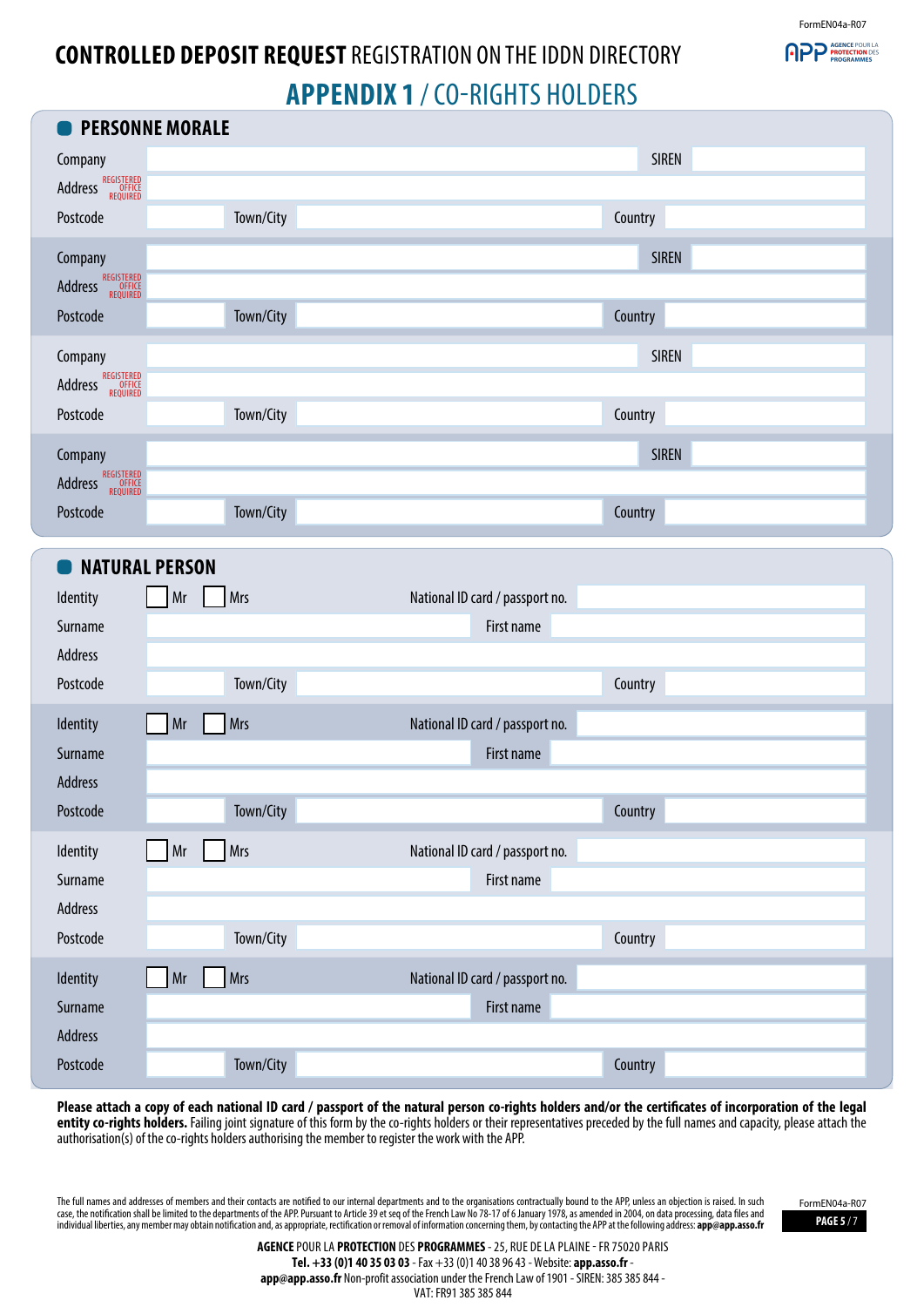FormEN04a-R07

# CONTROLLED DEPOSIT REQUEST REGISTRATION ON THE IDDN DIRECTORY

## APPENDIX 1 / CO-RIGHTS HOLDERS

### PERSONNE MORALE

| | | | | | |
|---|---|---|---|---|---|
| Company | | | | SIREN | |
| Address (REGISTERED OFFICE REQUIRED) | | | | | |
| Postcode | | Town/City | | Country | |

| | | | | | |
|---|---|---|---|---|---|
| Company | | | | SIREN | |
| Address (REGISTERED OFFICE REQUIRED) | | | | | |
| Postcode | | Town/City | | Country | |

| | | | | | |
|---|---|---|---|---|---|
| Company | | | | SIREN | |
| Address (REGISTERED OFFICE REQUIRED) | | | | | |
| Postcode | | Town/City | | Country | |

| | | | | | |
|---|---|---|---|---|---|
| Company | | | | SIREN | |
| Address (REGISTERED OFFICE REQUIRED) | | | | | |
| Postcode | | Town/City | | Country | |

### NATURAL PERSON

| | | | | | |
|---|---|---|---|---|---|
| Identity | ☐ Mr ☐ Mrs | | | National ID card / passport no. | |
| Surname | | | | First name | |
| Address | | | | | |
| Postcode | | Town/City | | Country | |

| | | | | | |
|---|---|---|---|---|---|
| Identity | ☐ Mr ☐ Mrs | | | National ID card / passport no. | |
| Surname | | | | First name | |
| Address | | | | | |
| Postcode | | Town/City | | Country | |

| | | | | | |
|---|---|---|---|---|---|
| Identity | ☐ Mr ☐ Mrs | | | National ID card / passport no. | |
| Surname | | | | First name | |
| Address | | | | | |
| Postcode | | Town/City | | Country | |

| | | | | | |
|---|---|---|---|---|---|
| Identity | ☐ Mr ☐ Mrs | | | National ID card / passport no. | |
| Surname | | | | First name | |
| Address | | | | | |
| Postcode | | Town/City | | Country | |

**Please attach a copy of each national ID card / passport of the natural person co-rights holders and/or the certificates of incorporation of the legal entity co-rights holders.** Failing joint signature of this form by the co-rights holders or their representatives preceded by the full names and capacity, please attach the authorisation(s) of the co-rights holders authorising the member to register the work with the APP.

The full names and addresses of members and their contacts are notified to our internal departments and to the organisations contractually bound to the APP, unless an objection is raised. In such case, the notification shall be limited to the departments of the APP. Pursuant to Article 39 et seq of the French Law No 78-17 of 6 January 1978, as amended in 2004, on data processing, data files and individual liberties, any member may obtain notification and, as appropriate, rectification or removal of information concerning them, by contacting the APP at the following address: **app@app.asso.fr**

**AGENCE** POUR LA **PROTECTION** DES **PROGRAMMES** - 25, RUE DE LA PLAINE - FR 75020 PARIS
**Tel. +33 (0)1 40 35 03 03** - Fax +33 (0)1 40 38 96 43 - Website: **app.asso.fr** -
**app@app.asso.fr** Non-profit association under the French Law of 1901 - SIREN: 385 385 844 -
VAT: FR91 385 385 844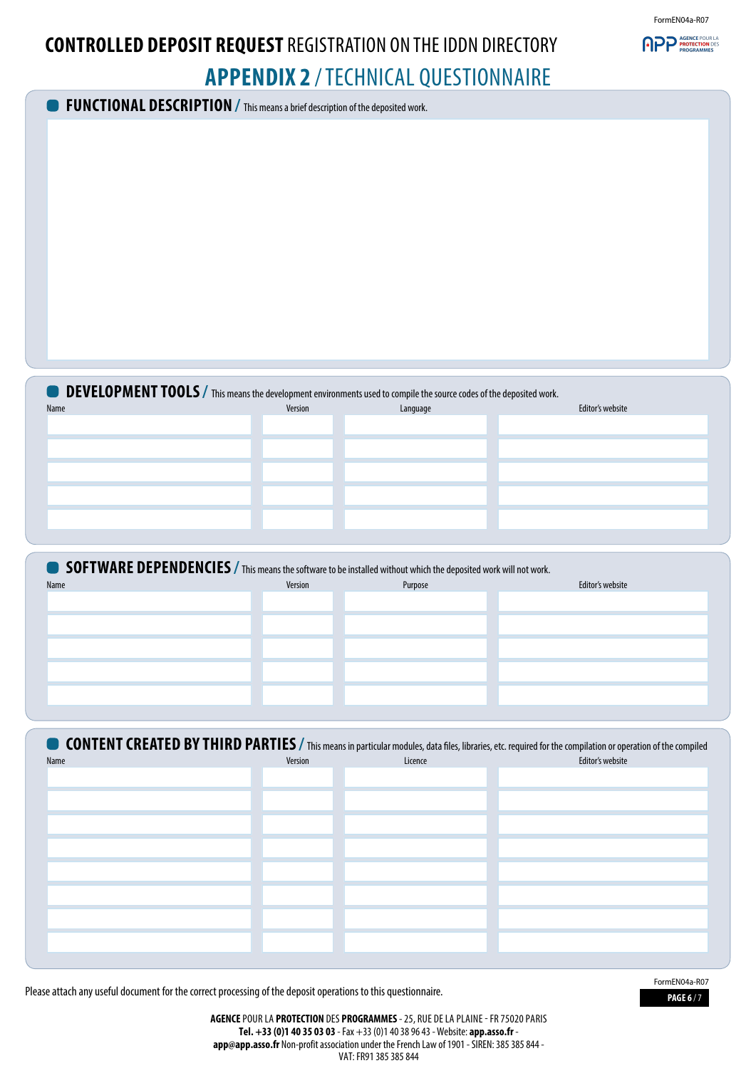# CONTROLLED DEPOSIT REQUEST REGISTRATION ON THE IDDN DIRECTORY

## APPENDIX 2 / TECHNICAL QUESTIONNAIRE

### FUNCTIONAL DESCRIPTION / This means a brief description of the deposited work.

### DEVELOPMENT TOOLS / This means the development environments used to compile the source codes of the deposited work.

| Name | Version | Language | Editor's website |
| --- | --- | --- | --- |
| | | | |
| | | | |
| | | | |
| | | | |
| | | | |

### SOFTWARE DEPENDENCIES / This means the software to be installed without which the deposited work will not work.

| Name | Version | Purpose | Editor's website |
| --- | --- | --- | --- |
| | | | |
| | | | |
| | | | |
| | | | |
| | | | |

### CONTENT CREATED BY THIRD PARTIES / This means in particular modules, data files, libraries, etc. required for the compilation or operation of the compiled

| Name | Version | Licence | Editor's website |
| --- | --- | --- | --- |
| | | | |
| | | | |
| | | | |
| | | | |
| | | | |
| | | | |
| | | | |
| | | | |

Please attach any useful document for the correct processing of the deposit operations to this questionnaire.

**AGENCE** POUR LA **PROTECTION** DES **PROGRAMMES** - 25, RUE DE LA PLAINE - FR 75020 PARIS
**Tel. +33 (0)1 40 35 03 03** - Fax +33 (0)1 40 38 96 43 - Website: **app.asso.fr** -
**app@app.asso.fr** Non-profit association under the French Law of 1901 - SIREN: 385 385 844 -
VAT: FR91 385 385 844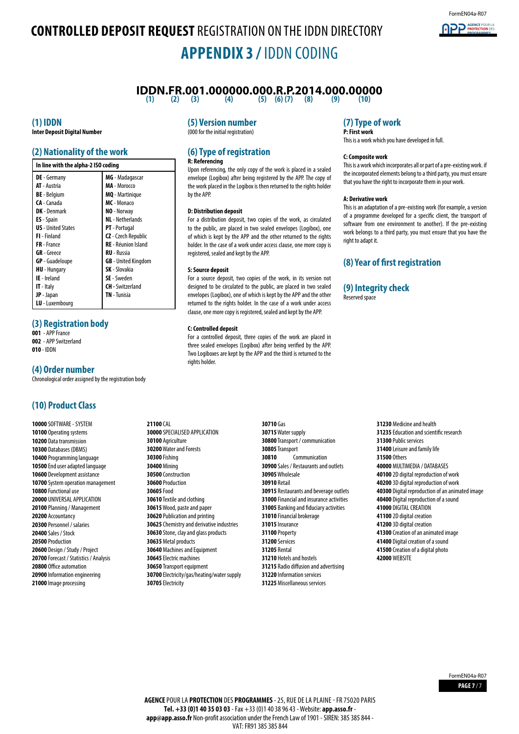# CONTROLLED DEPOSIT REQUEST REGISTRATION ON THE IDDN DIRECTORY

## APPENDIX 3 / IDDN CODING

**IDDN.FR.001.000000.000.R.P.2014.000.00000**
(1) (2) (3) (4) (5) (6) (7) (8) (9) (10)

### (1) IDDN

**Inter Deposit Digital Number**

### (2) Nationality of the work

| In line with the alpha-2 ISO coding | |
|---|---|
| **DE** - Germany | **MG** - Madagascar |
| **AT** - Austria | **MA** - Morocco |
| **BE** - Belgium | **MQ** - Martinique |
| **CA** - Canada | **MC** - Monaco |
| **DK** - Denmark | **NO** - Norway |
| **ES** - Spain | **NL** - Netherlands |
| **US** - United States | **PT** - Portugal |
| **FI** - Finland | **CZ** - Czech Republic |
| **FR** - France | **RE** - Réunion Island |
| **GR** - Greece | **RU** - Russia |
| **GP** - Guadeloupe | **GB** - United Kingdom |
| **HU** - Hungary | **SK** - Slovakia |
| **IE** - Ireland | **SE** - Sweden |
| **IT** - Italy | **CH** - Switzerland |
| **JP** - Japan | **TN** - Tunisia |
| **LU** - Luxembourg | |

### (3) Registration body

**001** - APP France
**002** - APP Switzerland
**010** - IDDN

### (4) Order number

Chronological order assigned by the registration body

### (5) Version number

(000 for the initial registration)

### (6) Type of registration

**R: Referencing**

Upon referencing, the only copy of the work is placed in a sealed envelope (Logibox) after being registered by the APP. The copy of the work placed in the Logibox is then returned to the rights holder by the APP.

**D: Distribution deposit**

For a distribution deposit, two copies of the work, as circulated to the public, are placed in two sealed envelopes (Logibox), one of which is kept by the APP and the other returned to the rights holder. In the case of a work under access clause, one more copy is registered, sealed and kept by the APP.

**S: Source deposit**

For a source deposit, two copies of the work, in its version not designed to be circulated to the public, are placed in two sealed envelopes (Logibox), one of which is kept by the APP and the other returned to the rights holder. In the case of a work under access clause, one more copy is registered, sealed and kept by the APP.

**C: Controlled deposit**

For a controlled deposit, three copies of the work are placed in three sealed envelopes (Logibox) after being verified by the APP. Two Logiboxes are kept by the APP and the third is returned to the rights holder.

### (7) Type of work

**P: First work**

This is a work which you have developed in full.

**C: Composite work**

This is a work which incorporates all or part of a pre-existing work. if the incorporated elements belong to a third party, you must ensure that you have the right to incorporate them in your work.

**A: Derivative work**

This is an adaptation of a pre-existing work (for example, a version of a programme developed for a specific client, the transport of software from one environment to another). If the pre-existing work belongs to a third party, you must ensure that you have the right to adapt it.

### (8) Year of first registration

### (9) Integrity check

Reserved space

### (10) Product Class

**10000** SOFTWARE - SYSTEM
**10100** Operating systems
**10200** Data transmission
**10300** Databases (DBMS)
**10400** Programming language
**10500** End user adapted language
**10600** Development assistance
**10700** System operation management
**10800** Functional use
**20000** UNIVERSAL APPLICATION
**20100** Planning / Management
**20200** Accountancy
**20300** Personnel / salaries
**20400** Sales / Stock
**20500** Production
**20600** Design / Study / Project
**20700** Forecast / Statistics / Analysis
**20800** Office automation
**20900** Information engineering
**21000** Image processing
**21100** CAL
**30000** SPECIALISED APPLICATION
**30100** Agriculture
**30200** Water and Forests
**30300** Fishing
**30400** Mining
**30500** Construction
**30600** Production
**30605** Food
**30610** Textile and clothing
**30615** Wood, paste and paper
**30620** Publication and printing
**30625** Chemistry and derivative industries
**30630** Stone, clay and glass products
**30635** Metal products
**30640** Machines and Equipment
**30645** Electric machines
**30650** Transport equipment
**30700** Electricity/gas/heating/water supply
**30705** Electricity
**30710** Gas
**30715** Water supply
**30800** Transport / communication
**30805** Transport
**30810** Communication
**30900** Sales / Restaurants and outlets
**30905** Wholesale
**30910** Retail
**30915** Restaurants and beverage outlets
**31000** Financial and insurance activities
**31005** Banking and fiduciary activities
**31010** Financial brokerage
**31015** Insurance
**31100** Property
**31200** Services
**31205** Rental
**31210** Hotels and hostels
**31215** Radio diffusion and advertising
**31220** Information services
**31225** Miscellaneous services
**31230** Medicine and health
**31235** Education and scientific research
**31300** Public services
**31400** Leisure and family life
**31500** Others
**40000** MULTIMEDIA / DATABASES
**40100** 2D digital reproduction of work
**40200** 3D digital reproduction of work
**40300** Digital reproduction of an animated image
**40400** Digital reproduction of a sound
**41000** DIGITAL CREATION
**41100** 2D digital creation
**41200** 3D digital creation
**41300** Creation of an animated image
**41400** Digital creation of a sound
**41500** Creation of a digital photo
**42000** WEBSITE

**AGENCE** POUR LA **PROTECTION** DES **PROGRAMMES** - 25, RUE DE LA PLAINE - FR 75020 PARIS
**Tel. +33 (0)1 40 35 03 03** - Fax +33 (0)1 40 38 96 43 - Website: **app.asso.fr** -
**app@app.asso.fr** Non-profit association under the French Law of 1901 - SIREN: 385 385 844 -
VAT: FR91 385 385 844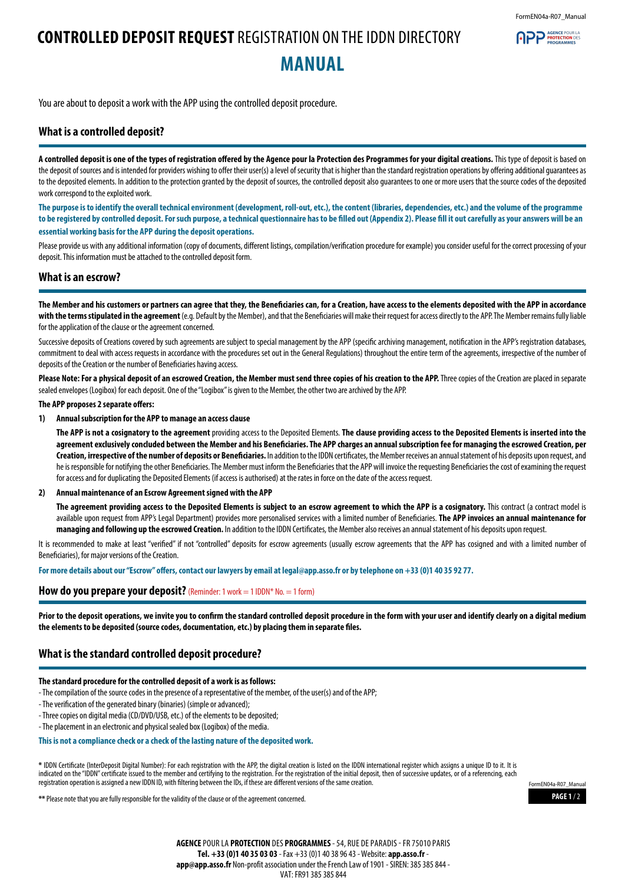# **CONTROLLED DEPOSIT REQUEST** REGISTRATION ON THE IDDN DIRECTORY

# MANUAL

You are about to deposit a work with the APP using the controlled deposit procedure.

## What is a controlled deposit?

**A controlled deposit is one of the types of registration offered by the Agence pour la Protection des Programmes for your digital creations.** This type of deposit is based on the deposit of sources and is intended for providers wishing to offer their user(s) a level of security that is higher than the standard registration operations by offering additional guarantees as to the deposited elements. In addition to the protection granted by the deposit of sources, the controlled deposit also guarantees to one or more users that the source codes of the deposited work correspond to the exploited work.

**The purpose is to identify the overall technical environment (development, roll-out, etc.), the content (libraries, dependencies, etc.) and the volume of the programme to be registered by controlled deposit. For such purpose, a technical questionnaire has to be filled out (Appendix 2). Please fill it out carefully as your answers will be an essential working basis for the APP during the deposit operations.**

Please provide us with any additional information (copy of documents, different listings, compilation/verification procedure for example) you consider useful for the correct processing of your deposit. This information must be attached to the controlled deposit form.

## What is an escrow?

**The Member and his customers or partners can agree that they, the Beneficiaries can, for a Creation, have access to the elements deposited with the APP in accordance with the terms stipulated in the agreement** (e.g. Default by the Member), and that the Beneficiaries will make their request for access directly to the APP. The Member remains fully liable for the application of the clause or the agreement concerned.

Successive deposits of Creations covered by such agreements are subject to special management by the APP (specific archiving management, notification in the APP's registration databases, commitment to deal with access requests in accordance with the procedures set out in the General Regulations) throughout the entire term of the agreements, irrespective of the number of deposits of the Creation or the number of Beneficiaries having access.

**Please Note: For a physical deposit of an escrowed Creation, the Member must send three copies of his creation to the APP.** Three copies of the Creation are placed in separate sealed envelopes (Logibox) for each deposit. One of the "Logibox" is given to the Member, the other two are archived by the APP.

**The APP proposes 2 separate offers:**

1) **Annual subscription for the APP to manage an access clause**

   **The APP is not a cosignatory to the agreement** providing access to the Deposited Elements. **The clause providing access to the Deposited Elements is inserted into the agreement exclusively concluded between the Member and his Beneficiaries. The APP charges an annual subscription fee for managing the escrowed Creation, per Creation, irrespective of the number of deposits or Beneficiaries.** In addition to the IDDN certificates, the Member receives an annual statement of his deposits upon request, and he is responsible for notifying the other Beneficiaries. The Member must inform the Beneficiaries that the APP will invoice the requesting Beneficiaries the cost of examining the request for access and for duplicating the Deposited Elements (if access is authorised) at the rates in force on the date of the access request.

2) **Annual maintenance of an Escrow Agreement signed with the APP**

   **The agreement providing access to the Deposited Elements is subject to an escrow agreement to which the APP is a cosignatory.** This contract (a contract model is available upon request from APP's Legal Department) provides more personalised services with a limited number of Beneficiaries. **The APP invoices an annual maintenance for managing and following up the escrowed Creation.** In addition to the IDDN Certificates, the Member also receives an annual statement of his deposits upon request.

It is recommended to make at least "verified" if not "controlled" deposits for escrow agreements (usually escrow agreements that the APP has cosigned and with a limited number of Beneficiaries), for major versions of the Creation.

**For more details about our "Escrow" offers, contact our lawyers by email at legal@app.asso.fr or by telephone on +33 (0)1 40 35 92 77.**

## How do you prepare your deposit? (Reminder: 1 work = 1 IDDN* No. = 1 form)

**Prior to the deposit operations, we invite you to confirm the standard controlled deposit procedure in the form with your user and identify clearly on a digital medium the elements to be deposited (source codes, documentation, etc.) by placing them in separate files.**

## What is the standard controlled deposit procedure?

**The standard procedure for the controlled deposit of a work is as follows:**

- The compilation of the source codes in the presence of a representative of the member, of the user(s) and of the APP;
- The verification of the generated binary (binaries) (simple or advanced);
- Three copies on digital media (CD/DVD/USB, etc.) of the elements to be deposited;
- The placement in an electronic and physical sealed box (Logibox) of the media.

**This is not a compliance check or a check of the lasting nature of the deposited work.**

**\*** IDDN Certificate (InterDeposit Digital Number): For each registration with the APP, the digital creation is listed on the IDDN international register which assigns a unique ID to it. It is indicated on the "IDDN" certificate issued to the member and certifying to the registration. For the registration of the initial deposit, then of successive updates, or of a referencing, each registration operation is assigned a new IDDN ID, with filtering between the IDs, if these are different versions of the same creation.

**\*\*** Please note that you are fully responsible for the validity of the clause or of the agreement concerned.

**AGENCE** POUR LA **PROTECTION** DES **PROGRAMMES** - 54, RUE DE PARADIS - FR 75010 PARIS
**Tel. +33 (0)1 40 35 03 03** - Fax +33 (0)1 40 38 96 43 - Website: **app.asso.fr** -
**app@app.asso.fr** Non-profit association under the French Law of 1901 - SIREN: 385 385 844 -
VAT: FR91 385 385 844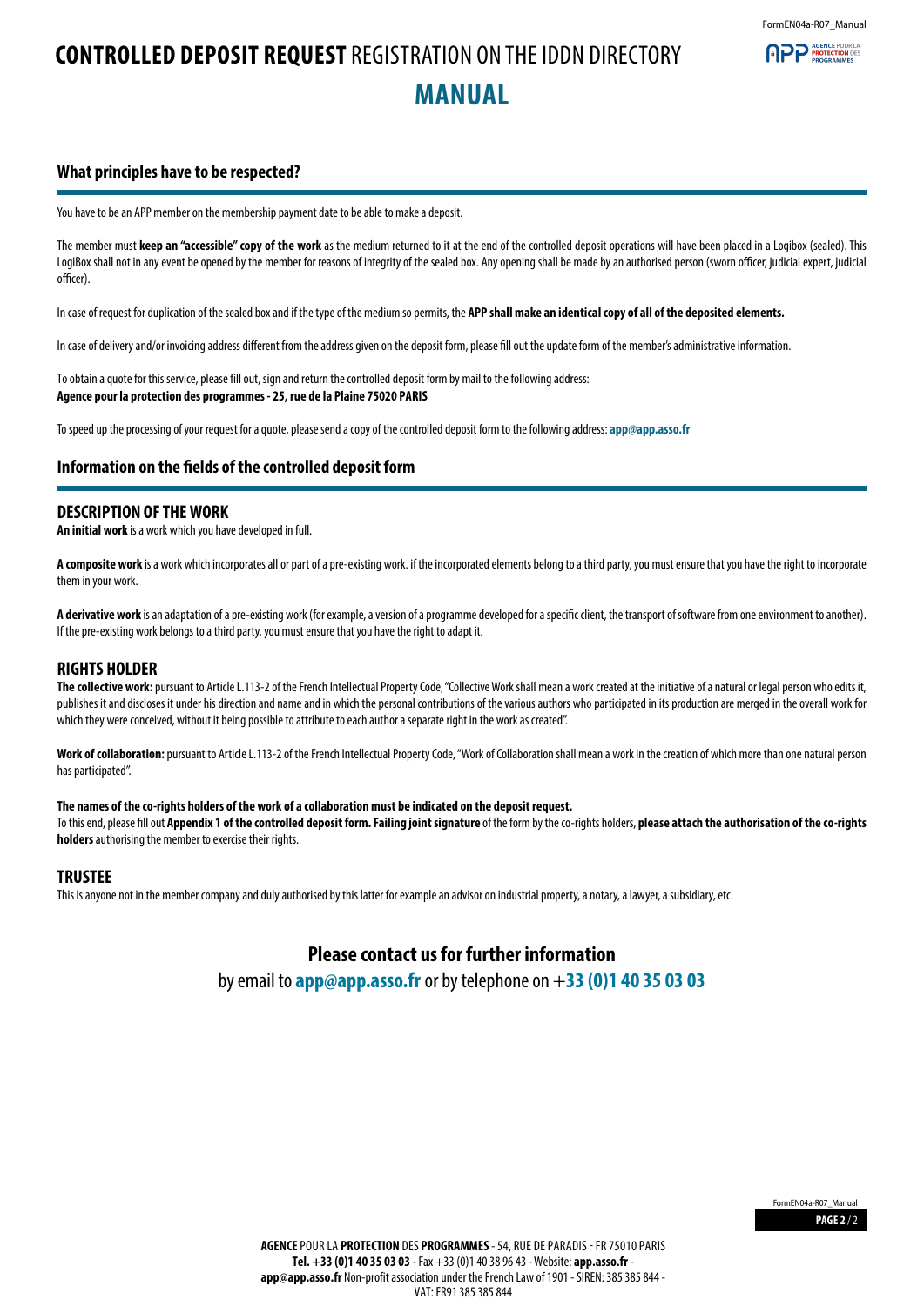# CONTROLLED DEPOSIT REQUEST REGISTRATION ON THE IDDN DIRECTORY

# MANUAL

## What principles have to be respected?

You have to be an APP member on the membership payment date to be able to make a deposit.

The member must **keep an "accessible" copy of the work** as the medium returned to it at the end of the controlled deposit operations will have been placed in a Logibox (sealed). This LogiBox shall not in any event be opened by the member for reasons of integrity of the sealed box. Any opening shall be made by an authorised person (sworn officer, judicial expert, judicial officer).

In case of request for duplication of the sealed box and if the type of the medium so permits, the **APP shall make an identical copy of all of the deposited elements.**

In case of delivery and/or invoicing address different from the address given on the deposit form, please fill out the update form of the member's administrative information.

To obtain a quote for this service, please fill out, sign and return the controlled deposit form by mail to the following address:
**Agence pour la protection des programmes - 25, rue de la Plaine 75020 PARIS**

To speed up the processing of your request for a quote, please send a copy of the controlled deposit form to the following address: **app@app.asso.fr**

## Information on the fields of the controlled deposit form

### DESCRIPTION OF THE WORK

**An initial work** is a work which you have developed in full.

**A composite work** is a work which incorporates all or part of a pre-existing work. if the incorporated elements belong to a third party, you must ensure that you have the right to incorporate them in your work.

**A derivative work** is an adaptation of a pre-existing work (for example, a version of a programme developed for a specific client, the transport of software from one environment to another). If the pre-existing work belongs to a third party, you must ensure that you have the right to adapt it.

### RIGHTS HOLDER

**The collective work:** pursuant to Article L.113-2 of the French Intellectual Property Code, "Collective Work shall mean a work created at the initiative of a natural or legal person who edits it, publishes it and discloses it under his direction and name and in which the personal contributions of the various authors who participated in its production are merged in the overall work for which they were conceived, without it being possible to attribute to each author a separate right in the work as created".

**Work of collaboration:** pursuant to Article L.113-2 of the French Intellectual Property Code, "Work of Collaboration shall mean a work in the creation of which more than one natural person has participated".

**The names of the co-rights holders of the work of a collaboration must be indicated on the deposit request.**
To this end, please fill out **Appendix 1 of the controlled deposit form. Failing joint signature** of the form by the co-rights holders, **please attach the authorisation of the co-rights holders** authorising the member to exercise their rights.

### TRUSTEE

This is anyone not in the member company and duly authorised by this latter for example an advisor on industrial property, a notary, a lawyer, a subsidiary, etc.

**Please contact us for further information**

by email to **app@app.asso.fr** or by telephone on +**33 (0)1 40 35 03 03**

**AGENCE** POUR LA **PROTECTION** DES **PROGRAMMES** - 54, RUE DE PARADIS - FR 75010 PARIS
**Tel. +33 (0)1 40 35 03 03** - Fax +33 (0)1 40 38 96 43 - Website: **app.asso.fr** -
**app@app.asso.fr** Non-profit association under the French Law of 1901 - SIREN: 385 385 844 -
VAT: FR91 385 385 844